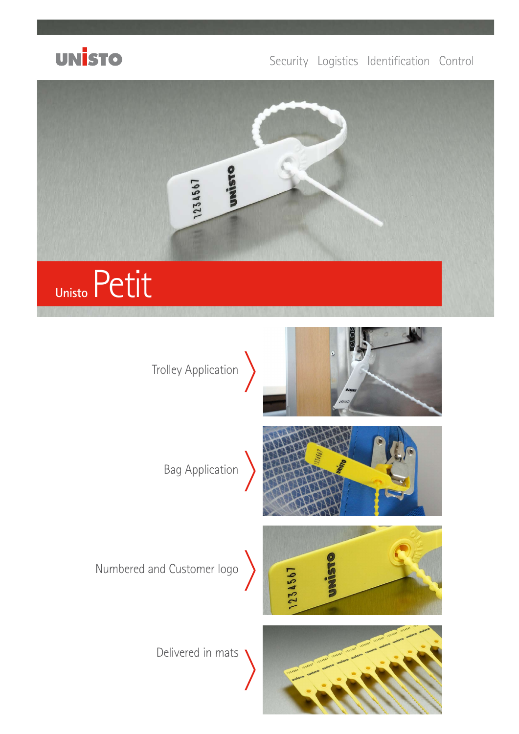UNISTO

Security Logistics Identification Control

# Unisto Petit

Trolley Application

Bag Application

Numbered and Customer logo

Delivered in mats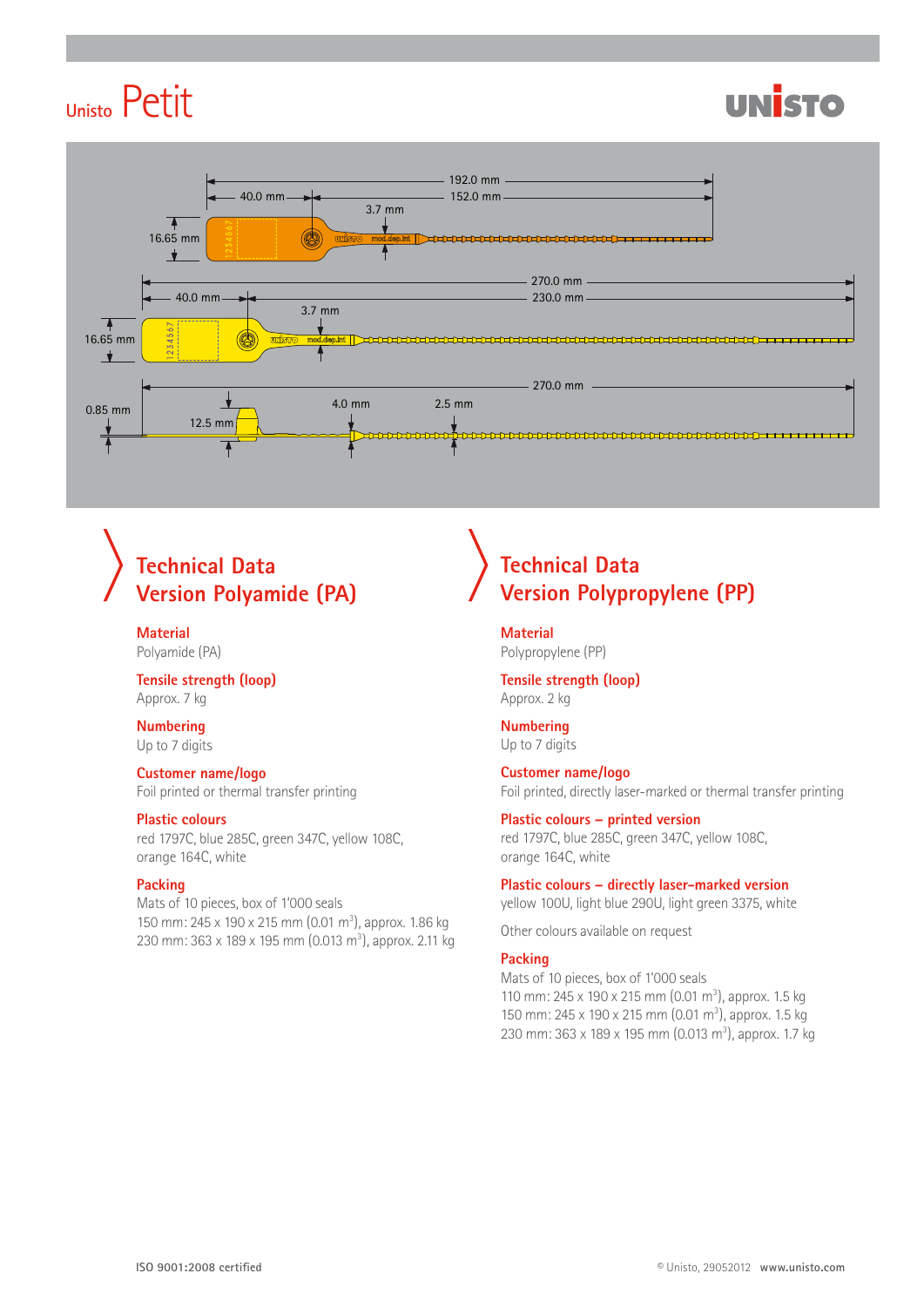# Unisto Petit

UNISTO

192.0 mm
152.0 mm
40.0 mm
3.7 mm
16.65 mm

270.0 mm
230.0 mm
40.0 mm
3.7 mm
16.65 mm

270.0 mm
0.85 mm
12.5 mm
4.0 mm
2.5 mm

## Technical Data Version Polyamide (PA)

**Material**
Polyamide (PA)

**Tensile strength (loop)**
Approx. 7 kg

**Numbering**
Up to 7 digits

**Customer name/logo**
Foil printed or thermal transfer printing

**Plastic colours**
red 1797C, blue 285C, green 347C, yellow 108C, orange 164C, white

**Packing**
Mats of 10 pieces, box of 1'000 seals
150 mm: 245 x 190 x 215 mm (0.01 $m^3$), approx. 1.86 kg
230 mm: 363 x 189 x 195 mm (0.013 $m^3$), approx. 2.11 kg

## Technical Data Version Polypropylene (PP)

**Material**
Polypropylene (PP)

**Tensile strength (loop)**
Approx. 2 kg

**Numbering**
Up to 7 digits

**Customer name/logo**
Foil printed, directly laser-marked or thermal transfer printing

**Plastic colours – printed version**
red 1797C, blue 285C, green 347C, yellow 108C, orange 164C, white

**Plastic colours – directly laser-marked version**
yellow 100U, light blue 290U, light green 3375, white

Other colours available on request

**Packing**
Mats of 10 pieces, box of 1'000 seals
110 mm: 245 x 190 x 215 mm (0.01 $m^3$), approx. 1.5 kg
150 mm: 245 x 190 x 215 mm (0.01 $m^3$), approx. 1.5 kg
230 mm: 363 x 189 x 195 mm (0.013 $m^3$), approx. 1.7 kg

ISO 9001:2008 certified

© Unisto, 29052012 www.unisto.com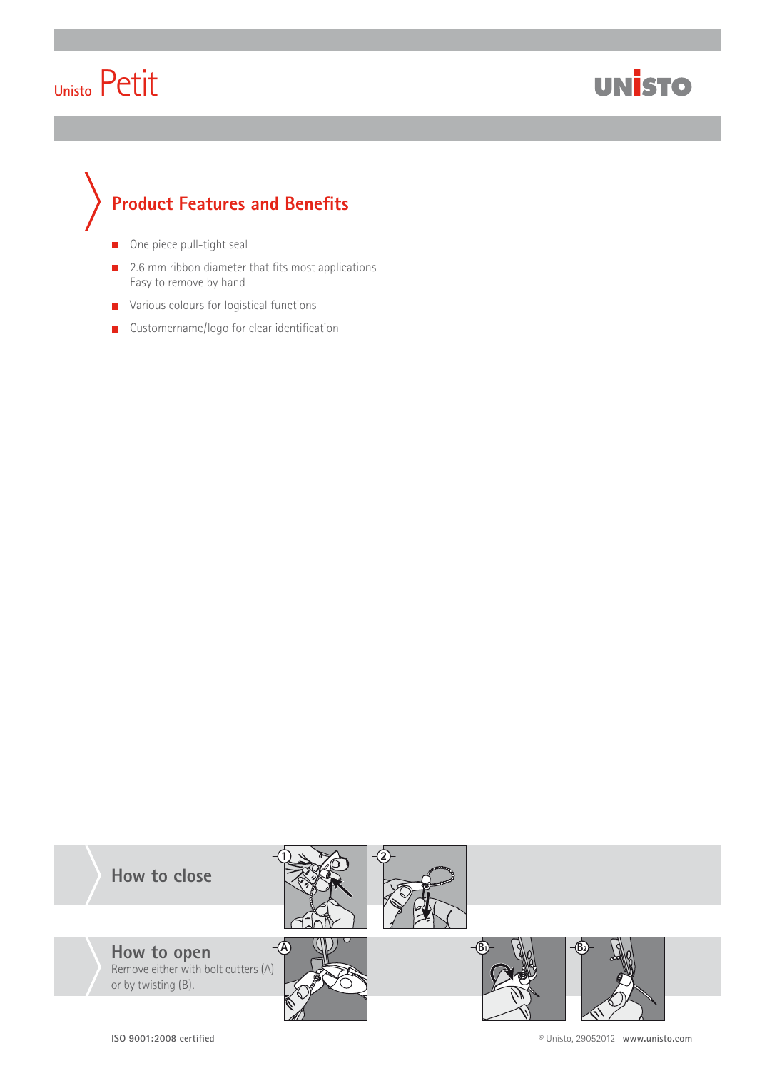# Unisto Petit

## Product Features and Benefits

- One piece pull-tight seal
- 2.6 mm ribbon diameter that fits most applications
  Easy to remove by hand
- Various colours for logistical functions
- Customername/logo for clear identification

## How to close

1

2

## How to open

Remove either with bolt cutters (A) or by twisting (B).

A

B1

B2

ISO 9001:2008 certified

© Unisto, 29052012 **www.unisto.com**